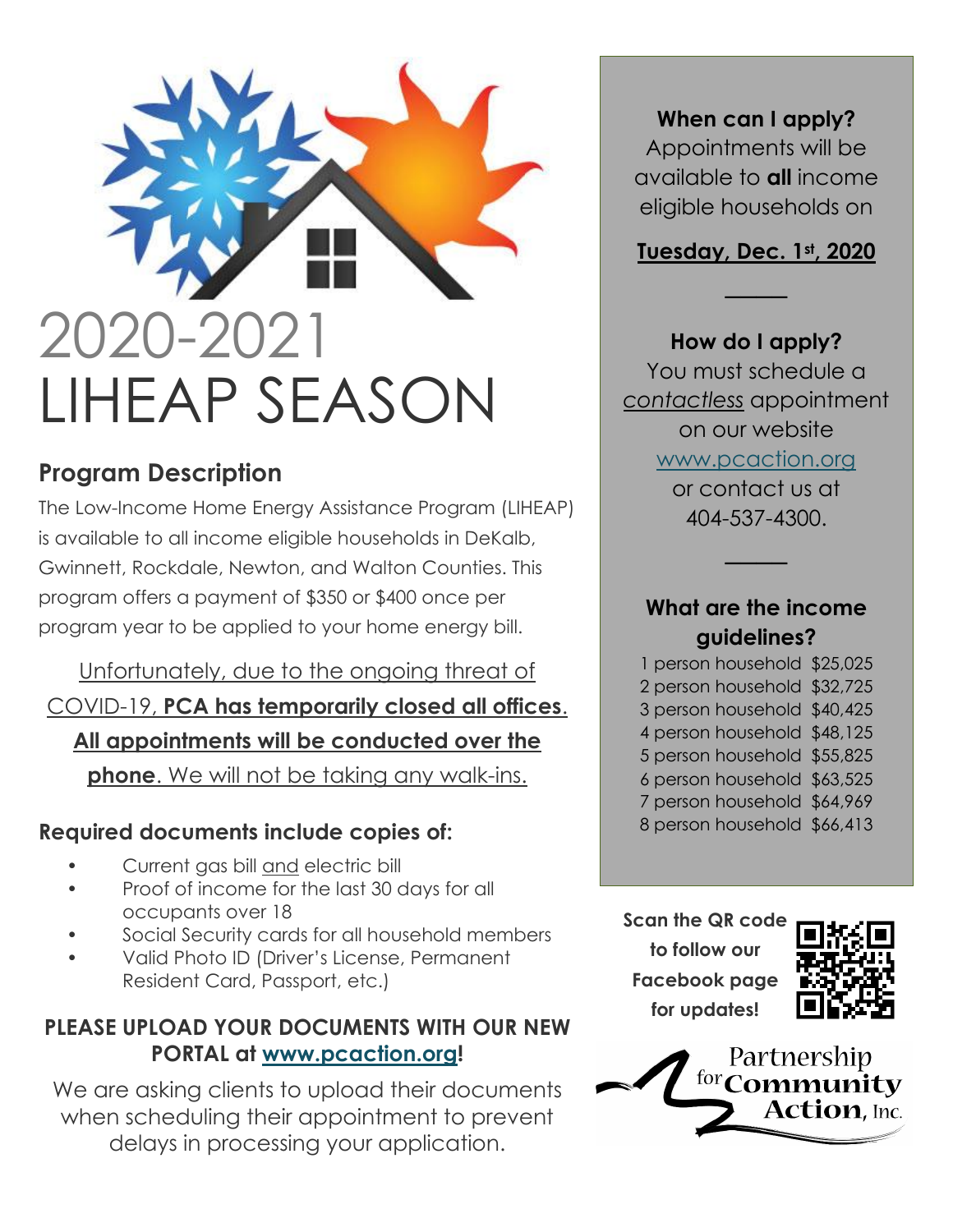# 2020-2021 LIHEAP SEASON

## Program Description

The Low-Income Home Energy Assistance Program (LIHEAP) is available to all income eligible households in DeKalb, Gwinnett, Rockdale, Newton, and Walton Counties. This program offers a payment of $350 or $400 once per program year to be applied to your home energy bill.

Unfortunately, due to the ongoing threat of COVID-19, **PCA has temporarily closed all offices. All appointments will be conducted over the phone**. We will not be taking any walk-ins.

### Required documents include copies of:

- Current gas bill and electric bill
- Proof of income for the last 30 days for all occupants over 18
- Social Security cards for all household members
- Valid Photo ID (Driver's License, Permanent Resident Card, Passport, etc.)

**PLEASE UPLOAD YOUR DOCUMENTS WITH OUR NEW PORTAL at www.pcaction.org!**

We are asking clients to upload their documents when scheduling their appointment to prevent delays in processing your application.

**When can I apply?**

Appointments will be available to **all** income eligible households on

**Tuesday, Dec. 1st, 2020**

---

**How do I apply?**

You must schedule a *contactless* appointment on our website www.pcaction.org or contact us at 404-537-4300.

---

**What are the income guidelines?**

| Household | Income |
| --- | --- |
| 1 person household | $25,025 |
| 2 person household | $32,725 |
| 3 person household | $40,425 |
| 4 person household | $48,125 |
| 5 person household | $55,825 |
| 6 person household | $63,525 |
| 7 person household | $64,969 |
| 8 person household | $66,413 |

**Scan the QR code to follow our Facebook page for updates!**

Partnership for Community Action, Inc.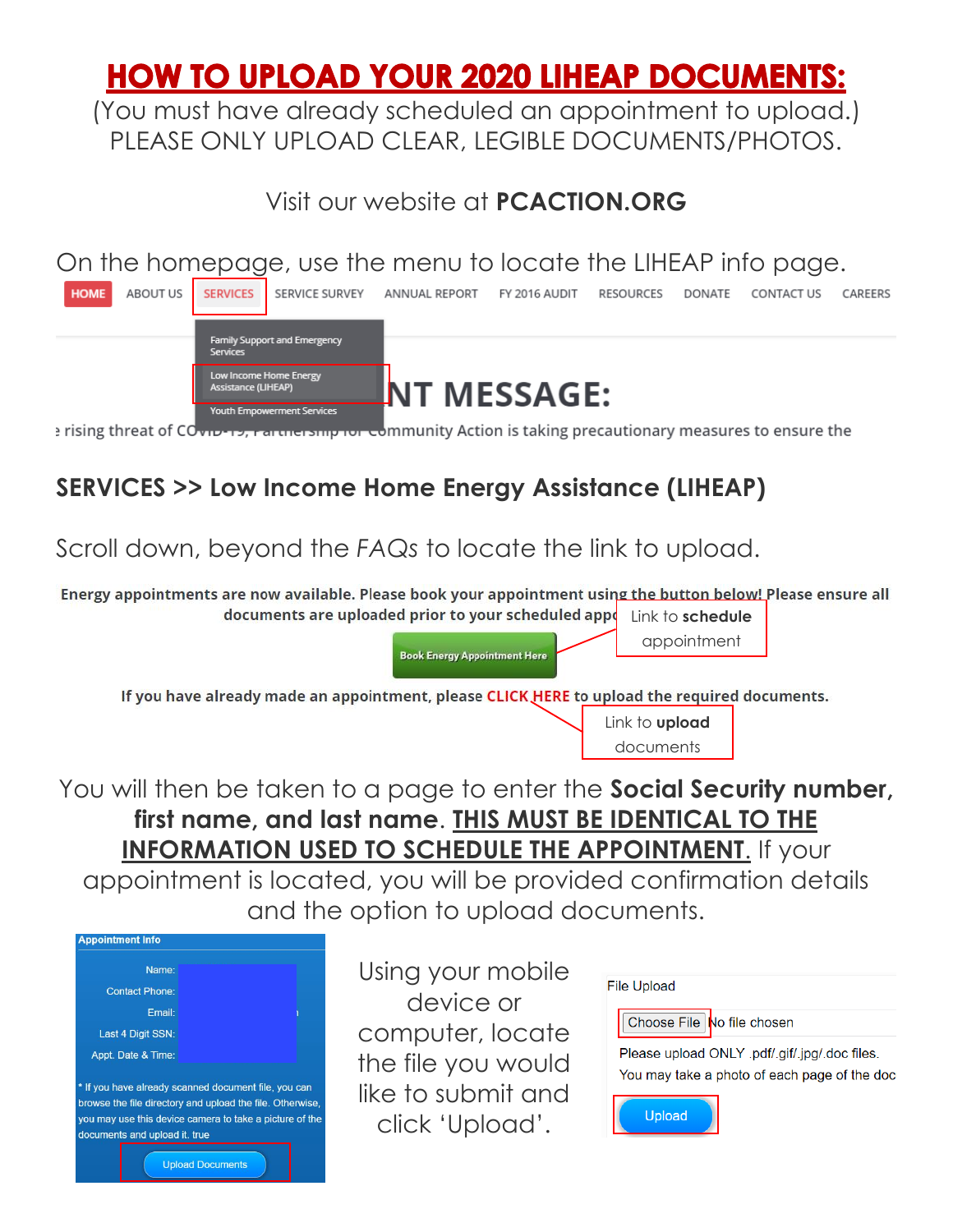# HOW TO UPLOAD YOUR 2020 LIHEAP DOCUMENTS:

(You must have already scheduled an appointment to upload.)
PLEASE ONLY UPLOAD CLEAR, LEGIBLE DOCUMENTS/PHOTOS.

Visit our website at **PCACTION.ORG**

On the homepage, use the menu to locate the LIHEAP info page.

HOME ABOUT US SERVICES SERVICE SURVEY ANNUAL REPORT FY 2016 AUDIT RESOURCES DONATE CONTACT US CAREERS

Family Support and Emergency Services
Low Income Home Energy Assistance (LIHEAP)
Youth Empowerment Services

NT MESSAGE:

rising threat of COVID-19, Partnership for Community Action is taking precautionary measures to ensure the

**SERVICES >> Low Income Home Energy Assistance (LIHEAP)**

Scroll down, beyond the *FAQs* to locate the link to upload.

**Energy appointments are now available. Please book your appointment using the button below! Please ensure all documents are uploaded prior to your scheduled app**

**Book Energy Appointment Here**

Link to **schedule** appointment

**If you have already made an appointment, please CLICK HERE to upload the required documents.**

Link to **upload** documents

You will then be taken to a page to enter the **Social Security number, first name, and last name**. **THIS MUST BE IDENTICAL TO THE INFORMATION USED TO SCHEDULE THE APPOINTMENT.** If your appointment is located, you will be provided confirmation details and the option to upload documents.

**Appointment Info**

Name:
Contact Phone:
Email:
Last 4 Digit SSN:
Appt. Date & Time:

* If you have already scanned document file, you can browse the file directory and upload the file. Otherwise, you may use this device camera to take a picture of the documents and upload it. true

Upload Documents

Using your mobile device or computer, locate the file you would like to submit and click 'Upload'.

File Upload

Choose File No file chosen

Please upload ONLY .pdf/.gif/.jpg/.doc files.
You may take a photo of each page of the doc

Upload